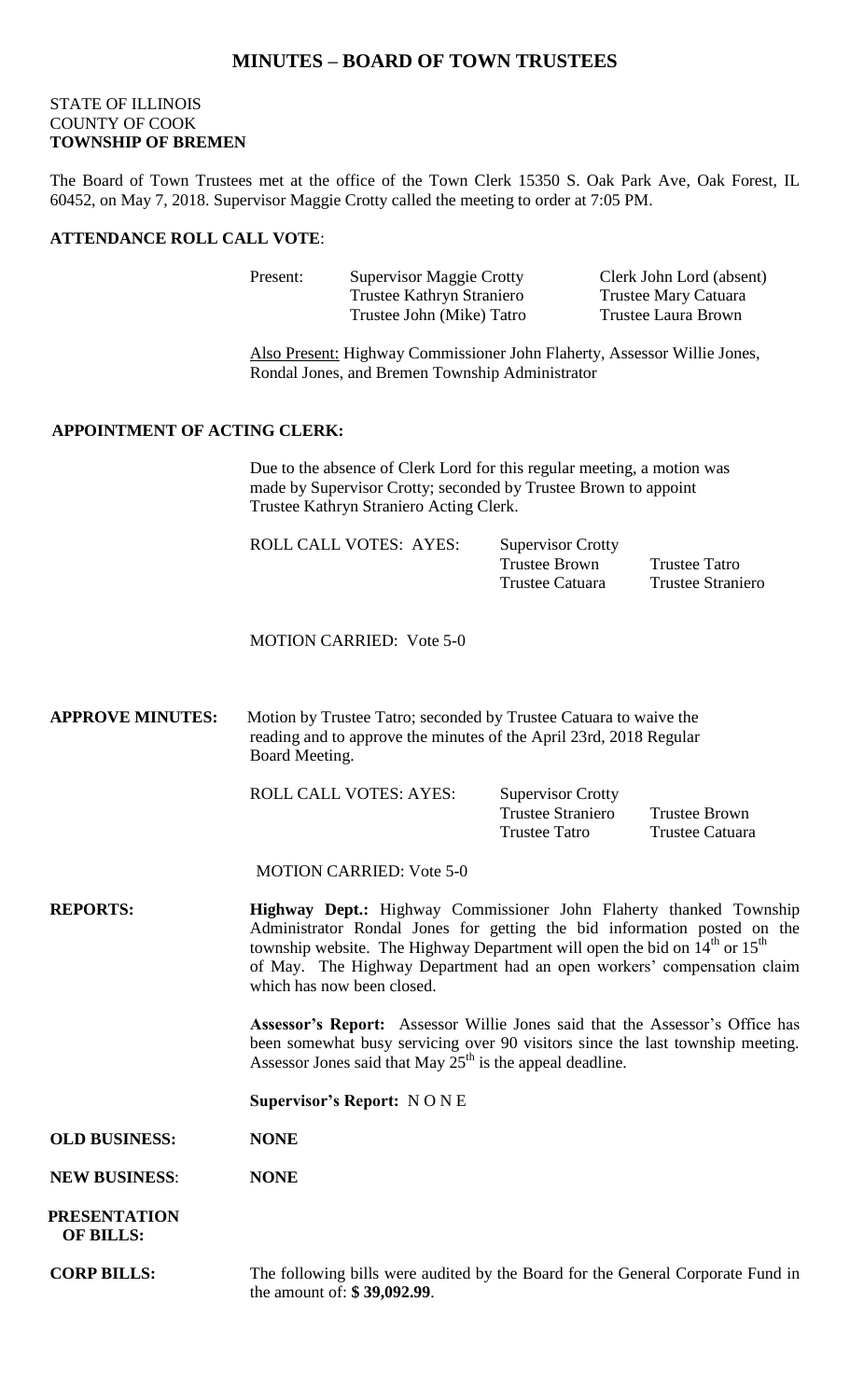# MINUTES – BOARD OF TOWN TRUSTEES

STATE OF ILLINOIS
COUNTY OF COOK
**TOWNSHIP OF BREMEN**

The Board of Town Trustees met at the office of the Town Clerk 15350 S. Oak Park Ave, Oak Forest, IL 60452, on May 7, 2018. Supervisor Maggie Crotty called the meeting to order at 7:05 PM.

**ATTENDANCE ROLL CALL VOTE**:

| Present: | Supervisor Maggie Crotty | Clerk John Lord (absent) |
|---|---|---|
| | Trustee Kathryn Straniero | Trustee Mary Catuara |
| | Trustee John (Mike) Tatro | Trustee Laura Brown |

Also Present: Highway Commissioner John Flaherty, Assessor Willie Jones, Rondal Jones, and Bremen Township Administrator

**APPOINTMENT OF ACTING CLERK:**

Due to the absence of Clerk Lord for this regular meeting, a motion was made by Supervisor Crotty; seconded by Trustee Brown to appoint Trustee Kathryn Straniero Acting Clerk.

| ROLL CALL VOTES: AYES: | Supervisor Crotty | |
|---|---|---|
| | Trustee Brown | Trustee Tatro |
| | Trustee Catuara | Trustee Straniero |

MOTION CARRIED: Vote 5-0

**APPROVE MINUTES:** Motion by Trustee Tatro; seconded by Trustee Catuara to waive the reading and to approve the minutes of the April 23rd, 2018 Regular Board Meeting.

| ROLL CALL VOTES: AYES: | Supervisor Crotty | |
|---|---|---|
| | Trustee Straniero | Trustee Brown |
| | Trustee Tatro | Trustee Catuara |

MOTION CARRIED: Vote 5-0

**REPORTS:** **Highway Dept.:** Highway Commissioner John Flaherty thanked Township Administrator Rondal Jones for getting the bid information posted on the township website. The Highway Department will open the bid on 14th or 15th of May. The Highway Department had an open workers' compensation claim which has now been closed.

**Assessor's Report:** Assessor Willie Jones said that the Assessor's Office has been somewhat busy servicing over 90 visitors since the last township meeting. Assessor Jones said that May 25th is the appeal deadline.

**Supervisor's Report:** N O N E

**OLD BUSINESS:** **NONE**

**NEW BUSINESS**: **NONE**

**PRESENTATION OF BILLS:**

**CORP BILLS:** The following bills were audited by the Board for the General Corporate Fund in the amount of: **$ 39,092.99**.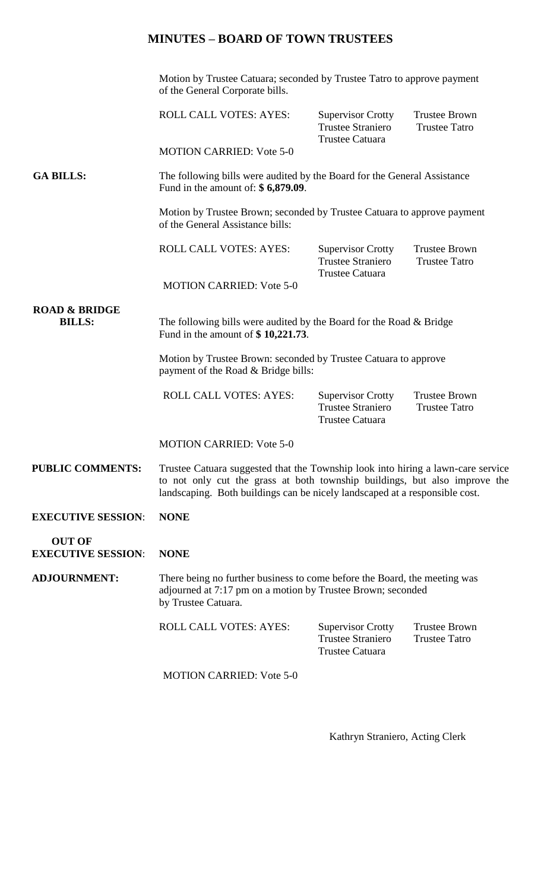# MINUTES – BOARD OF TOWN TRUSTEES

Motion by Trustee Catuara; seconded by Trustee Tatro to approve payment of the General Corporate bills.

| | | |
|---|---|---|
| ROLL CALL VOTES: AYES: | Supervisor Crotty<br>Trustee Straniero<br>Trustee Catuara | Trustee Brown<br>Trustee Tatro |

MOTION CARRIED: Vote 5-0

**GA BILLS:** The following bills were audited by the Board for the General Assistance Fund in the amount of: **$ 6,879.09**.

Motion by Trustee Brown; seconded by Trustee Catuara to approve payment of the General Assistance bills:

| | | |
|---|---|---|
| ROLL CALL VOTES: AYES: | Supervisor Crotty<br>Trustee Straniero<br>Trustee Catuara | Trustee Brown<br>Trustee Tatro |

MOTION CARRIED: Vote 5-0

**ROAD & BRIDGE BILLS:** The following bills were audited by the Board for the Road & Bridge Fund in the amount of **$ 10,221.73**.

Motion by Trustee Brown: seconded by Trustee Catuara to approve payment of the Road & Bridge bills:

| | | |
|---|---|---|
| ROLL CALL VOTES: AYES: | Supervisor Crotty<br>Trustee Straniero<br>Trustee Catuara | Trustee Brown<br>Trustee Tatro |

MOTION CARRIED: Vote 5-0

**PUBLIC COMMENTS:** Trustee Catuara suggested that the Township look into hiring a lawn-care service to not only cut the grass at both township buildings, but also improve the landscaping. Both buildings can be nicely landscaped at a responsible cost.

**EXECUTIVE SESSION**: **NONE**

**OUT OF EXECUTIVE SESSION**: **NONE**

**ADJOURNMENT:** There being no further business to come before the Board, the meeting was adjourned at 7:17 pm on a motion by Trustee Brown; seconded by Trustee Catuara.

| | | |
|---|---|---|
| ROLL CALL VOTES: AYES: | Supervisor Crotty<br>Trustee Straniero<br>Trustee Catuara | Trustee Brown<br>Trustee Tatro |

MOTION CARRIED: Vote 5-0

Kathryn Straniero, Acting Clerk